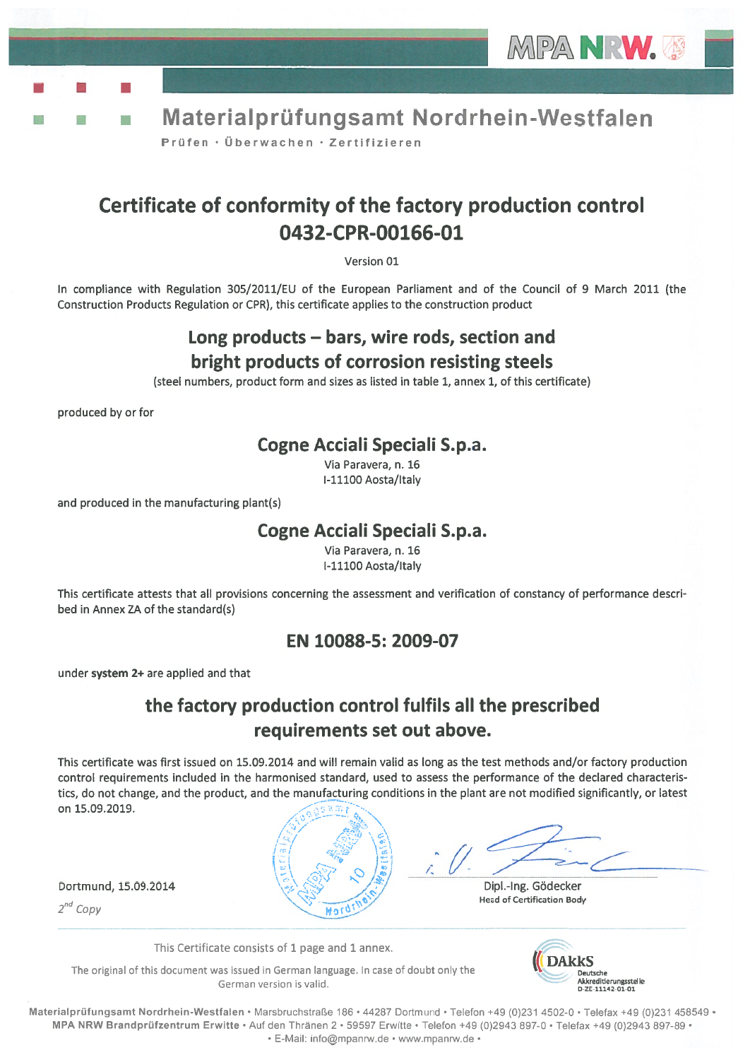MPA NRW.

# Materialprüfungsamt Nordrhein-Westfalen

Prüfen · Überwachen · Zertifizieren

## Certificate of conformity of the factory production control 0432-CPR-00166-01

Version 01

In compliance with Regulation 305/2011/EU of the European Parliament and of the Council of 9 March 2011 (the Construction Products Regulation or CPR), this certificate applies to the construction product

### Long products – bars, wire rods, section and bright products of corrosion resisting steels

(steel numbers, product form and sizes as listed in table 1, annex 1, of this certificate)

produced by or for

### Cogne Acciali Speciali S.p.a.

Via Paravera, n. 16
I-11100 Aosta/Italy

and produced in the manufacturing plant(s)

### Cogne Acciali Speciali S.p.a.

Via Paravera, n. 16
I-11100 Aosta/Italy

This certificate attests that all provisions concerning the assessment and verification of constancy of performance described in Annex ZA of the standard(s)

### EN 10088-5: 2009-07

under **system 2+** are applied and that

### the factory production control fulfils all the prescribed requirements set out above.

This certificate was first issued on 15.09.2014 and will remain valid as long as the test methods and/or factory production control requirements included in the harmonised standard, used to assess the performance of the declared characteristics, do not change, and the product, and the manufacturing conditions in the plant are not modified significantly, or latest on 15.09.2019.

Dortmund, 15.09.2014

*2nd Copy*

i. V.

Dipl.-Ing. Gödecker
Head of Certification Body

This Certificate consists of 1 page and 1 annex.

The original of this document was issued in German language. In case of doubt only the German version is valid.

DAkkS Deutsche Akkreditierungsstelle D-ZE-11142-01-01

Materialprüfungsamt Nordrhein-Westfalen • Marsbruchstraße 186 • 44287 Dortmund • Telefon +49 (0)231 4502-0 • Telefax +49 (0)231 458549 • MPA NRW Brandprüfzentrum Erwitte • Auf den Thränen 2 • 59597 Erwitte • Telefon +49 (0)2943 897-0 • Telefax +49 (0)2943 897-89 • E-Mail: info@mpanrw.de • www.mpanrw.de •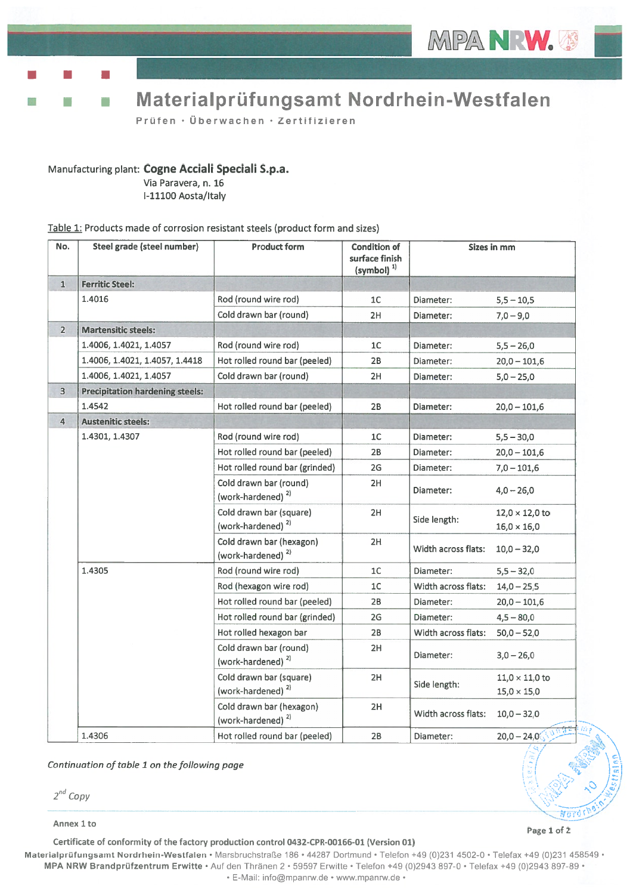# Materialprüfungsamt Nordrhein-Westfalen

Prüfen · Überwachen · Zertifizieren

Manufacturing plant: **Cogne Acciali Speciali S.p.a.**
Via Paravera, n. 16
I-11100 Aosta/Italy

Table 1: Products made of corrosion resistant steels (product form and sizes)

| No. | Steel grade (steel number) | Product form | Condition of surface finish (symbol) [1] | Sizes in mm | |
|---|---|---|---|---|---|
| 1 | **Ferritic Steel:** | | | | |
| | 1.4016 | Rod (round wire rod) | 1C | Diameter: | 5,5 – 10,5 |
| | | Cold drawn bar (round) | 2H | Diameter: | 7,0 – 9,0 |
| 2 | **Martensitic steels:** | | | | |
| | 1.4006, 1.4021, 1.4057 | Rod (round wire rod) | 1C | Diameter: | 5,5 – 26,0 |
| | 1.4006, 1.4021, 1.4057, 1.4418 | Hot rolled round bar (peeled) | 2B | Diameter: | 20,0 – 101,6 |
| | 1.4006, 1.4021, 1.4057 | Cold drawn bar (round) | 2H | Diameter: | 5,0 – 25,0 |
| 3 | **Precipitation hardening steels:** | | | | |
| | 1.4542 | Hot rolled round bar (peeled) | 2B | Diameter: | 20,0 – 101,6 |
| 4 | **Austenitic steels:** | | | | |
| | 1.4301, 1.4307 | Rod (round wire rod) | 1C | Diameter: | 5,5 – 30,0 |
| | | Hot rolled round bar (peeled) | 2B | Diameter: | 20,0 – 101,6 |
| | | Hot rolled round bar (grinded) | 2G | Diameter: | 7,0 – 101,6 |
| | | Cold drawn bar (round) (work-hardened) [2] | 2H | Diameter: | 4,0 – 26,0 |
| | | Cold drawn bar (square) (work-hardened) [2] | 2H | Side length: | 12,0 × 12,0 to 16,0 × 16,0 |
| | | Cold drawn bar (hexagon) (work-hardened) [2] | 2H | Width across flats: | 10,0 – 32,0 |
| | 1.4305 | Rod (round wire rod) | 1C | Diameter: | 5,5 – 32,0 |
| | | Rod (hexagon wire rod) | 1C | Width across flats: | 14,0 – 25,5 |
| | | Hot rolled round bar (peeled) | 2B | Diameter: | 20,0 – 101,6 |
| | | Hot rolled round bar (grinded) | 2G | Diameter: | 4,5 – 80,0 |
| | | Hot rolled hexagon bar | 2B | Width across flats: | 50,0 – 52,0 |
| | | Cold drawn bar (round) (work-hardened) [2] | 2H | Diameter: | 3,0 – 26,0 |
| | | Cold drawn bar (square) (work-hardened) [2] | 2H | Side length: | 11,0 × 11,0 to 15,0 × 15,0 |
| | | Cold drawn bar (hexagon) (work-hardened) [2] | 2H | Width across flats: | 10,0 – 32,0 |
| | 1.4306 | Hot rolled round bar (peeled) | 2B | Diameter: | 20,0 – 24,0 |

*Continuation of table 1 on the following page*

*2nd Copy*

Annex 1 to

Certificate of conformity of the factory production control 0432-CPR-00166-01 (Version 01)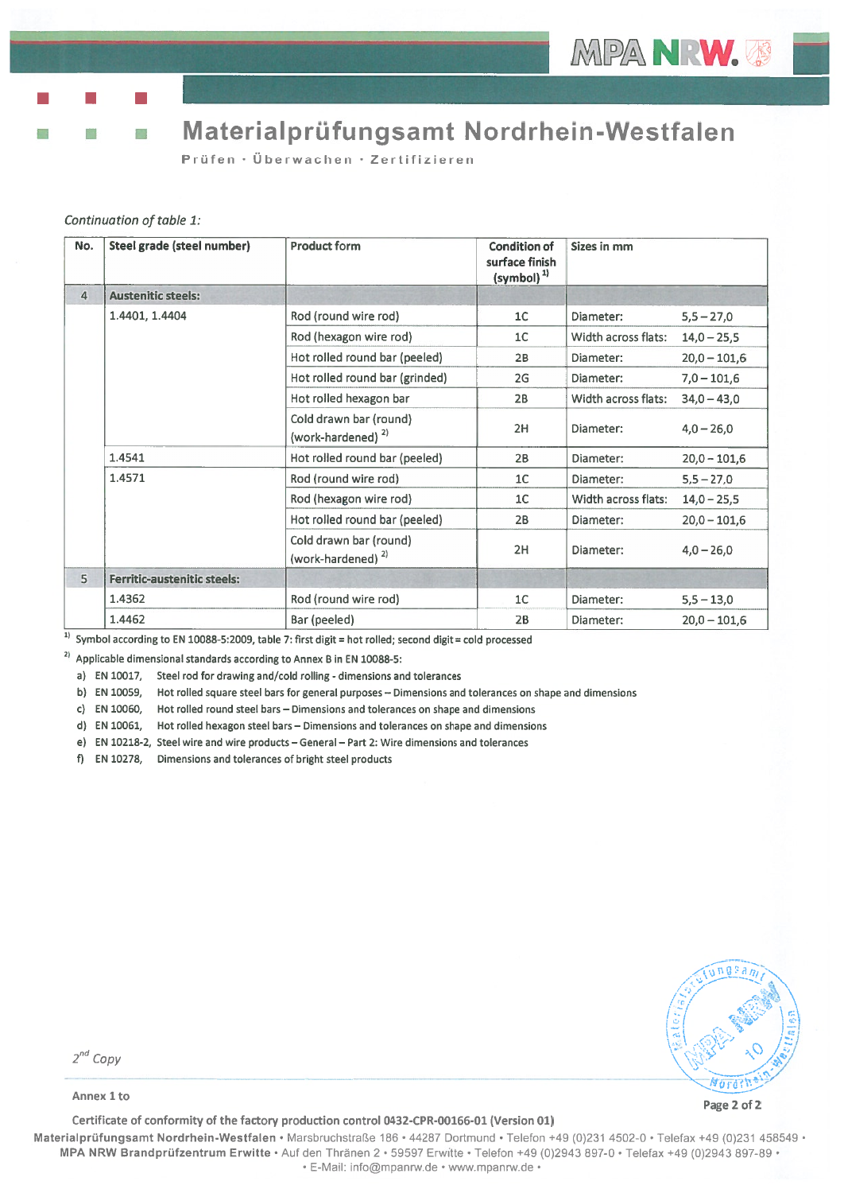# Materialprüfungsamt Nordrhein-Westfalen

Prüfen · Überwachen · Zertifizieren

*Continuation of table 1:*

| No. | Steel grade (steel number) | Product form | Condition of surface finish (symbol) [1] | Sizes in mm | |
|---|---|---|---|---|---|
| 4 | **Austenitic steels:** | | | | |
| | 1.4401, 1.4404 | Rod (round wire rod) | 1C | Diameter: | 5,5 – 27,0 |
| | | Rod (hexagon wire rod) | 1C | Width across flats: | 14,0 – 25,5 |
| | | Hot rolled round bar (peeled) | 2B | Diameter: | 20,0 – 101,6 |
| | | Hot rolled round bar (grinded) | 2G | Diameter: | 7,0 – 101,6 |
| | | Hot rolled hexagon bar | 2B | Width across flats: | 34,0 – 43,0 |
| | | Cold drawn bar (round) (work-hardened) [2] | 2H | Diameter: | 4,0 – 26,0 |
| | 1.4541 | Hot rolled round bar (peeled) | 2B | Diameter: | 20,0 – 101,6 |
| | 1.4571 | Rod (round wire rod) | 1C | Diameter: | 5,5 – 27,0 |
| | | Rod (hexagon wire rod) | 1C | Width across flats: | 14,0 – 25,5 |
| | | Hot rolled round bar (peeled) | 2B | Diameter: | 20,0 – 101,6 |
| | | Cold drawn bar (round) (work-hardened) [2] | 2H | Diameter: | 4,0 – 26,0 |
| 5 | **Ferritic-austenitic steels:** | | | | |
| | 1.4362 | Rod (round wire rod) | 1C | Diameter: | 5,5 – 13,0 |
| | 1.4462 | Bar (peeled) | 2B | Diameter: | 20,0 – 101,6 |

[1] Symbol according to EN 10088-5:2009, table 7: first digit = hot rolled; second digit = cold processed

[2] Applicable dimensional standards according to Annex B in EN 10088-5:

a) EN 10017, Steel rod for drawing and/cold rolling - dimensions and tolerances
b) EN 10059, Hot rolled square steel bars for general purposes – Dimensions and tolerances on shape and dimensions
c) EN 10060, Hot rolled round steel bars – Dimensions and tolerances on shape and dimensions
d) EN 10061, Hot rolled hexagon steel bars – Dimensions and tolerances on shape and dimensions
e) EN 10218-2, Steel wire and wire products – General – Part 2: Wire dimensions and tolerances
f) EN 10278, Dimensions and tolerances of bright steel products

*2nd Copy*

Annex 1 to

Certificate of conformity of the factory production control 0432-CPR-00166-01 (Version 01)

**Materialprüfungsamt Nordrhein-Westfalen** • Marsbruchstraße 186 • 44287 Dortmund • Telefon +49 (0)231 4502-0 • Telefax +49 (0)231 458549 •
**MPA NRW Brandprüfzentrum Erwitte** • Auf den Thränen 2 • 59597 Erwitte • Telefon +49 (0)2943 897-0 • Telefax +49 (0)2943 897-89 •
• E-Mail: info@mpanrw.de • www.mpanrw.de •